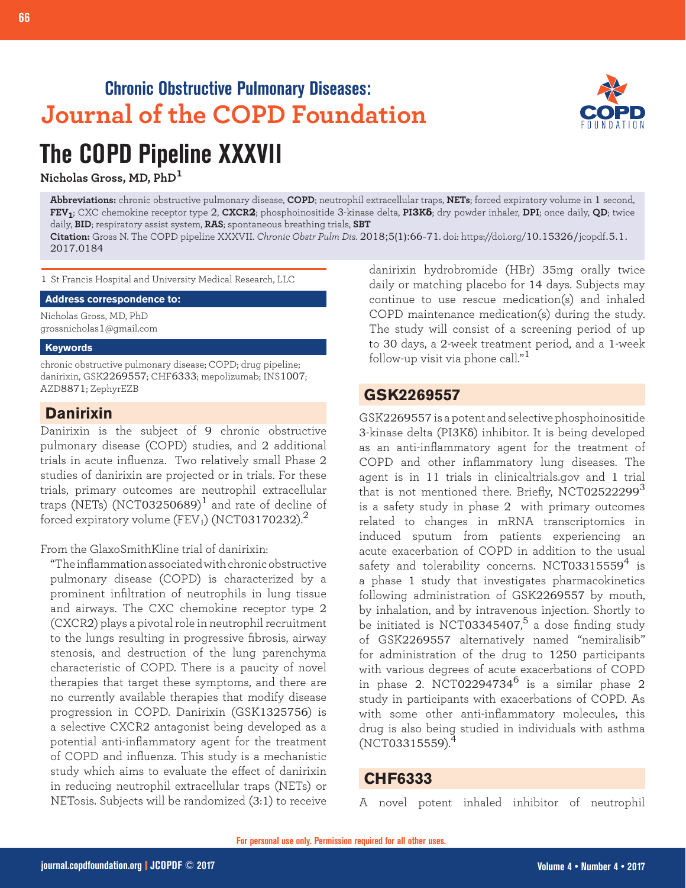## Chronic Obstructive Pulmonary Diseases:
## Journal of the COPD Foundation

# The COPD Pipeline XXXVII

**Nicholas Gross, MD, PhD**[1]

**Abbreviations:** chronic obstructive pulmonary disease, **COPD**; neutrophil extracellular traps, **NETs**; forced expiratory volume in 1 second, **$FEV_1$**; CXC chemokine receptor type 2, **CXCR2**; phosphoinositide 3-kinase delta, **PI3Kδ**; dry powder inhaler, **DPI**; once daily, **QD**; twice daily, **BID**; respiratory assist system, **RAS**; spontaneous breathing trials, **SBT**

**Citation:** Gross N. The COPD pipeline XXXVII. *Chronic Obstr Pulm Dis*. 2018;5(1):66-71. doi: https://doi.org/10.15326/jcopdf.5.1.2017.0184

1 St Francis Hospital and University Medical Research, LLC

**Address correspondence to:**

Nicholas Gross, MD, PhD
grossnicholas1@gmail.com

**Keywords**

chronic obstructive pulmonary disease; COPD; drug pipeline; danirixin, GSK2269557; CHF6333; mepolizumab; INS1007; AZD8871; ZephyrEZB

## Danirixin

Danirixin is the subject of 9 chronic obstructive pulmonary disease (COPD) studies, and 2 additional trials in acute influenza. Two relatively small Phase 2 studies of danirixin are projected or in trials. For these trials, primary outcomes are neutrophil extracellular traps (NETs) (NCT03250689)[1] and rate of decline of forced expiratory volume ($FEV_1$) (NCT03170232).[2]

From the GlaxoSmithKline trial of danirixin:

"The inflammation associated with chronic obstructive pulmonary disease (COPD) is characterized by a prominent infiltration of neutrophils in lung tissue and airways. The CXC chemokine receptor type 2 (CXCR2) plays a pivotal role in neutrophil recruitment to the lungs resulting in progressive fibrosis, airway stenosis, and destruction of the lung parenchyma characteristic of COPD. There is a paucity of novel therapies that target these symptoms, and there are no currently available therapies that modify disease progression in COPD. Danirixin (GSK1325756) is a selective CXCR2 antagonist being developed as a potential anti-inflammatory agent for the treatment of COPD and influenza. This study is a mechanistic study which aims to evaluate the effect of danirixin in reducing neutrophil extracellular traps (NETs) or NETosis. Subjects will be randomized (3:1) to receive danirixin hydrobromide (HBr) 35mg orally twice daily or matching placebo for 14 days. Subjects may continue to use rescue medication(s) and inhaled COPD maintenance medication(s) during the study. The study will consist of a screening period of up to 30 days, a 2-week treatment period, and a 1-week follow-up visit via phone call."[1]

## GSK2269557

GSK2269557 is a potent and selective phosphoinositide 3-kinase delta (PI3Kδ) inhibitor. It is being developed as an anti-inflammatory agent for the treatment of COPD and other inflammatory lung diseases. The agent is in 11 trials in clinicaltrials.gov and 1 trial that is not mentioned there. Briefly, NCT02522299[3] is a safety study in phase 2 with primary outcomes related to changes in mRNA transcriptomics in induced sputum from patients experiencing an acute exacerbation of COPD in addition to the usual safety and tolerability concerns. NCT03315559[4] is a phase 1 study that investigates pharmacokinetics following administration of GSK2269557 by mouth, by inhalation, and by intravenous injection. Shortly to be initiated is NCT03345407,[5] a dose finding study of GSK2269557 alternatively named "nemiralisib" for administration of the drug to 1250 participants with various degrees of acute exacerbations of COPD in phase 2. NCT02294734[6] is a similar phase 2 study in participants with exacerbations of COPD. As with some other anti-inflammatory molecules, this drug is also being studied in individuals with asthma (NCT03315559).[4]

## CHF6333

A novel potent inhaled inhibitor of neutrophil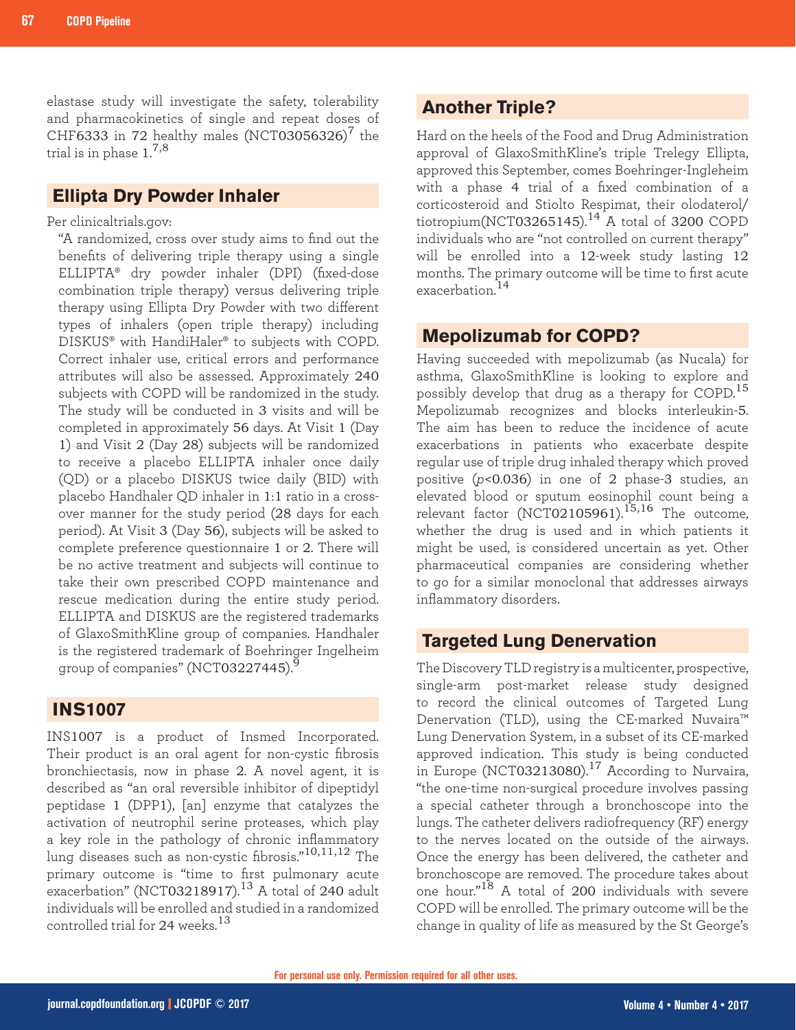elastase study will investigate the safety, tolerability and pharmacokinetics of single and repeat doses of CHF6333 in 72 healthy males (NCT03056326)[7] the trial is in phase 1.[7,8]

## Ellipta Dry Powder Inhaler

Per clinicaltrials.gov:

> "A randomized, cross over study aims to find out the benefits of delivering triple therapy using a single ELLIPTA® dry powder inhaler (DPI) (fixed-dose combination triple therapy) versus delivering triple therapy using Ellipta Dry Powder with two different types of inhalers (open triple therapy) including DISKUS® with HandiHaler® to subjects with COPD. Correct inhaler use, critical errors and performance attributes will also be assessed. Approximately 240 subjects with COPD will be randomized in the study. The study will be conducted in 3 visits and will be completed in approximately 56 days. At Visit 1 (Day 1) and Visit 2 (Day 28) subjects will be randomized to receive a placebo ELLIPTA inhaler once daily (QD) or a placebo DISKUS twice daily (BID) with placebo Handhaler QD inhaler in 1:1 ratio in a cross-over manner for the study period (28 days for each period). At Visit 3 (Day 56), subjects will be asked to complete preference questionnaire 1 or 2. There will be no active treatment and subjects will continue to take their own prescribed COPD maintenance and rescue medication during the entire study period. ELLIPTA and DISKUS are the registered trademarks of GlaxoSmithKline group of companies. Handhaler is the registered trademark of Boehringer Ingelheim group of companies" (NCT03227445).[9]

## INS1007

INS1007 is a product of Insmed Incorporated. Their product is an oral agent for non-cystic fibrosis bronchiectasis, now in phase 2. A novel agent, it is described as "an oral reversible inhibitor of dipeptidyl peptidase 1 (DPP1), [an] enzyme that catalyzes the activation of neutrophil serine proteases, which play a key role in the pathology of chronic inflammatory lung diseases such as non-cystic fibrosis."[10,11,12] The primary outcome is "time to first pulmonary acute exacerbation" (NCT03218917).[13] A total of 240 adult individuals will be enrolled and studied in a randomized controlled trial for 24 weeks.[13]

## Another Triple?

Hard on the heels of the Food and Drug Administration approval of GlaxoSmithKline's triple Trelegy Ellipta, approved this September, comes Boehringer-Ingleheim with a phase 4 trial of a fixed combination of a corticosteroid and Stiolto Respimat, their olodaterol/tiotropium(NCT03265145).[14] A total of 3200 COPD individuals who are "not controlled on current therapy" will be enrolled into a 12-week study lasting 12 months. The primary outcome will be time to first acute exacerbation.[14]

## Mepolizumab for COPD?

Having succeeded with mepolizumab (as Nucala) for asthma, GlaxoSmithKline is looking to explore and possibly develop that drug as a therapy for COPD.[15] Mepolizumab recognizes and blocks interleukin-5. The aim has been to reduce the incidence of acute exacerbations in patients who exacerbate despite regular use of triple drug inhaled therapy which proved positive ($p<0.036$) in one of 2 phase-3 studies, an elevated blood or sputum eosinophil count being a relevant factor (NCT02105961).[15,16] The outcome, whether the drug is used and in which patients it might be used, is considered uncertain as yet. Other pharmaceutical companies are considering whether to go for a similar monoclonal that addresses airways inflammatory disorders.

## Targeted Lung Denervation

The Discovery TLD registry is a multicenter, prospective, single-arm post-market release study designed to record the clinical outcomes of Targeted Lung Denervation (TLD), using the CE-marked Nuvaira™ Lung Denervation System, in a subset of its CE-marked approved indication. This study is being conducted in Europe (NCT03213080).[17] According to Nurvaira, "the one-time non-surgical procedure involves passing a special catheter through a bronchoscope into the lungs. The catheter delivers radiofrequency (RF) energy to the nerves located on the outside of the airways. Once the energy has been delivered, the catheter and bronchoscope are removed. The procedure takes about one hour."[18] A total of 200 individuals with severe COPD will be enrolled. The primary outcome will be the change in quality of life as measured by the St George's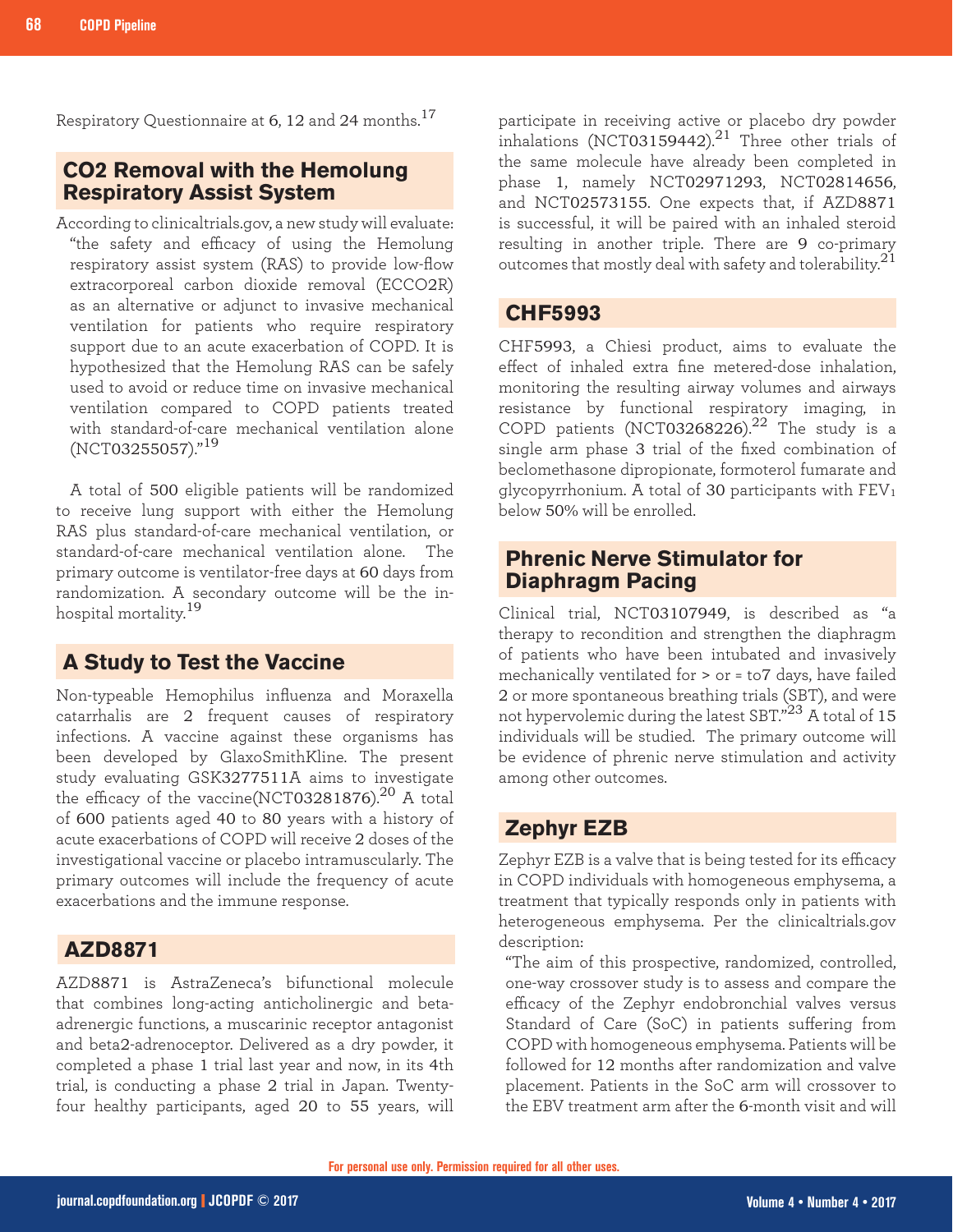Respiratory Questionnaire at 6, 12 and 24 months.[17]

## CO2 Removal with the Hemolung Respiratory Assist System

According to clinicaltrials.gov, a new study will evaluate:

> "the safety and efficacy of using the Hemolung respiratory assist system (RAS) to provide low-flow extracorporeal carbon dioxide removal (ECCO2R) as an alternative or adjunct to invasive mechanical ventilation for patients who require respiratory support due to an acute exacerbation of COPD. It is hypothesized that the Hemolung RAS can be safely used to avoid or reduce time on invasive mechanical ventilation compared to COPD patients treated with standard-of-care mechanical ventilation alone (NCT03255057)."[19]

A total of 500 eligible patients will be randomized to receive lung support with either the Hemolung RAS plus standard-of-care mechanical ventilation, or standard-of-care mechanical ventilation alone. The primary outcome is ventilator-free days at 60 days from randomization. A secondary outcome will be the in-hospital mortality.[19]

## A Study to Test the Vaccine

Non-typeable Hemophilus influenza and Moraxella catarrhalis are 2 frequent causes of respiratory infections. A vaccine against these organisms has been developed by GlaxoSmithKline. The present study evaluating GSK3277511A aims to investigate the efficacy of the vaccine(NCT03281876).[20] A total of 600 patients aged 40 to 80 years with a history of acute exacerbations of COPD will receive 2 doses of the investigational vaccine or placebo intramuscularly. The primary outcomes will include the frequency of acute exacerbations and the immune response.

## AZD8871

AZD8871 is AstraZeneca's bifunctional molecule that combines long-acting anticholinergic and beta-adrenergic functions, a muscarinic receptor antagonist and beta2-adrenoceptor. Delivered as a dry powder, it completed a phase 1 trial last year and now, in its 4th trial, is conducting a phase 2 trial in Japan. Twenty-four healthy participants, aged 20 to 55 years, will participate in receiving active or placebo dry powder inhalations (NCT03159442).[21] Three other trials of the same molecule have already been completed in phase 1, namely NCT02971293, NCT02814656, and NCT02573155. One expects that, if AZD8871 is successful, it will be paired with an inhaled steroid resulting in another triple. There are 9 co-primary outcomes that mostly deal with safety and tolerability.[21]

## CHF5993

CHF5993, a Chiesi product, aims to evaluate the effect of inhaled extra fine metered-dose inhalation, monitoring the resulting airway volumes and airways resistance by functional respiratory imaging, in COPD patients (NCT03268226).[22] The study is a single arm phase 3 trial of the fixed combination of beclomethasone dipropionate, formoterol fumarate and glycopyrrhonium. A total of 30 participants with $FEV_1$ below 50% will be enrolled.

## Phrenic Nerve Stimulator for Diaphragm Pacing

Clinical trial, NCT03107949, is described as "a therapy to recondition and strengthen the diaphragm of patients who have been intubated and invasively mechanically ventilated for > or = to7 days, have failed 2 or more spontaneous breathing trials (SBT), and were not hypervolemic during the latest SBT."[23] A total of 15 individuals will be studied. The primary outcome will be evidence of phrenic nerve stimulation and activity among other outcomes.

## Zephyr EZB

Zephyr EZB is a valve that is being tested for its efficacy in COPD individuals with homogeneous emphysema, a treatment that typically responds only in patients with heterogeneous emphysema. Per the clinicaltrials.gov description:

> "The aim of this prospective, randomized, controlled, one-way crossover study is to assess and compare the efficacy of the Zephyr endobronchial valves versus Standard of Care (SoC) in patients suffering from COPD with homogeneous emphysema. Patients will be followed for 12 months after randomization and valve placement. Patients in the SoC arm will crossover to the EBV treatment arm after the 6-month visit and will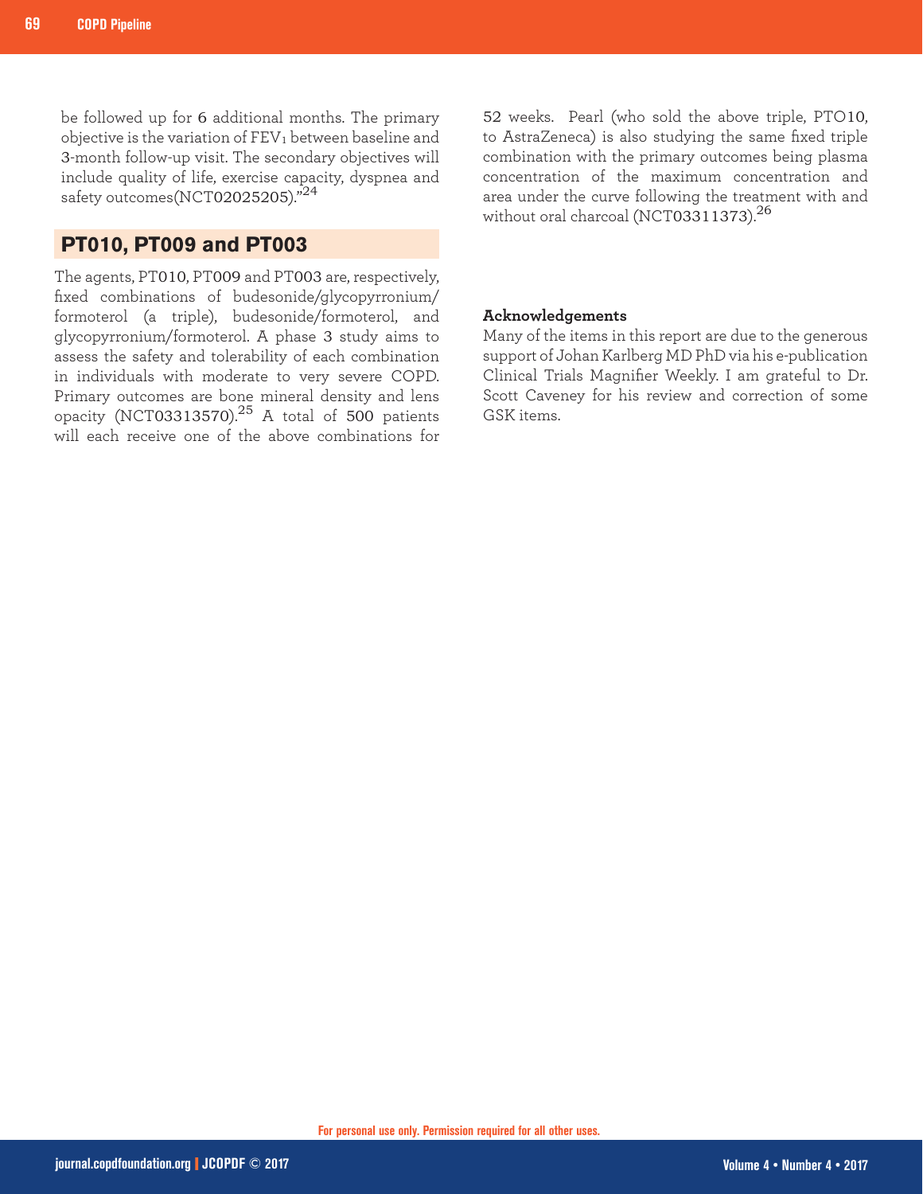be followed up for 6 additional months. The primary objective is the variation of $FEV_1$ between baseline and 3-month follow-up visit. The secondary objectives will include quality of life, exercise capacity, dyspnea and safety outcomes(NCT02025205)."[24]

## PT010, PT009 and PT003

The agents, PT010, PT009 and PT003 are, respectively, fixed combinations of budesonide/glycopyrronium/formoterol (a triple), budesonide/formoterol, and glycopyrronium/formoterol. A phase 3 study aims to assess the safety and tolerability of each combination in individuals with moderate to very severe COPD. Primary outcomes are bone mineral density and lens opacity (NCT03313570).[25] A total of 500 patients will each receive one of the above combinations for 52 weeks. Pearl (who sold the above triple, PTO10, to AstraZeneca) is also studying the same fixed triple combination with the primary outcomes being plasma concentration of the maximum concentration and area under the curve following the treatment with and without oral charcoal (NCT03311373).[26]

**Acknowledgements**

Many of the items in this report are due to the generous support of Johan Karlberg MD PhD via his e-publication Clinical Trials Magnifier Weekly. I am grateful to Dr. Scott Caveney for his review and correction of some GSK items.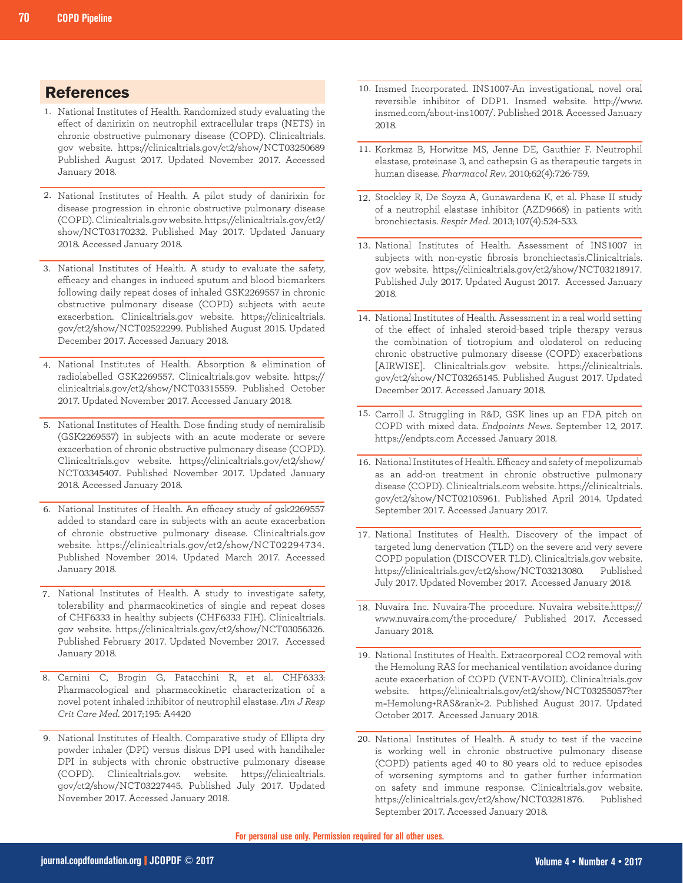## References

1. National Institutes of Health. Randomized study evaluating the effect of danirixin on neutrophil extracellular traps (NETS) in chronic obstructive pulmonary disease (COPD). Clinicaltrials.gov website. https://clinicaltrials.gov/ct2/show/NCT03250689 Published August 2017. Updated November 2017. Accessed January 2018.

2. National Institutes of Health. A pilot study of danirixin for disease progression in chronic obstructive pulmonary disease (COPD). Clinicaltrials.gov website. https://clinicaltrials.gov/ct2/show/NCT03170232. Published May 2017. Updated January 2018. Accessed January 2018.

3. National Institutes of Health. A study to evaluate the safety, efficacy and changes in induced sputum and blood biomarkers following daily repeat doses of inhaled GSK2269557 in chronic obstructive pulmonary disease (COPD) subjects with acute exacerbation. Clinicaltrials.gov website. https://clinicaltrials.gov/ct2/show/NCT02522299. Published August 2015. Updated December 2017. Accessed January 2018.

4. National Institutes of Health. Absorption & elimination of radiolabelled GSK2269557. Clinicaltrials.gov website. https://clinicaltrials.gov/ct2/show/NCT03315559. Published October 2017. Updated November 2017. Accessed January 2018.

5. National Institutes of Health. Dose finding study of nemiralisib (GSK2269557) in subjects with an acute moderate or severe exacerbation of chronic obstructive pulmonary disease (COPD). Clinicaltrials.gov website. https://clinicaltrials.gov/ct2/show/NCT03345407. Published November 2017. Updated January 2018. Accessed January 2018.

6. National Institutes of Health. An efficacy study of gsk2269557 added to standard care in subjects with an acute exacerbation of chronic obstructive pulmonary disease. Clinicaltrials.gov website. https://clinicaltrials.gov/ct2/show/NCT02294734. Published November 2014. Updated March 2017. Accessed January 2018.

7. National Institutes of Health. A study to investigate safety, tolerability and pharmacokinetics of single and repeat doses of CHF6333 in healthy subjects (CHF6333 FIH). Clinicaltrials.gov website. https://clinicaltrials.gov/ct2/show/NCT03056326. Published February 2017. Updated November 2017. Accessed January 2018.

8. Carnini C, Brogin G, Patacchini R, et al. CHF6333: Pharmacological and pharmacokinetic characterization of a novel potent inhaled inhibitor of neutrophil elastase. *Am J Resp Crit Care Med*. 2017;195: A4420

9. National Institutes of Health. Comparative study of Ellipta dry powder inhaler (DPI) versus diskus DPI used with handihaler DPI in subjects with chronic obstructive pulmonary disease (COPD). Clinicaltrials.gov. website. https://clinicaltrials.gov/ct2/show/NCT03227445. Published July 2017. Updated November 2017. Accessed January 2018.

10. Insmed Incorporated. INS1007-An investigational, novel oral reversible inhibitor of DDP1. Insmed website. http://www.insmed.com/about-ins1007/. Published 2018. Accessed January 2018.

11. Korkmaz B, Horwitze MS, Jenne DE, Gauthier F. Neutrophil elastase, proteinase 3, and cathepsin G as therapeutic targets in human disease. *Pharmacol Rev*. 2010;62(4):726-759.

12. Stockley R, De Soyza A, Gunawardena K, et al. Phase II study of a neutrophil elastase inhibitor (AZD9668) in patients with bronchiectasis. *Respir Med*. 2013;107(4):524-533.

13. National Institutes of Health. Assessment of INS1007 in subjects with non-cystic fibrosis bronchiectasis.Clinicaltrials.gov website. https://clinicaltrials.gov/ct2/show/NCT03218917. Published July 2017. Updated August 2017. Accessed January 2018.

14. National Institutes of Health. Assessment in a real world setting of the effect of inhaled steroid-based triple therapy versus the combination of tiotropium and olodaterol on reducing chronic obstructive pulmonary disease (COPD) exacerbations [AIRWISE]. Clinicaltrials.gov website. https://clinicaltrials.gov/ct2/show/NCT03265145. Published August 2017. Updated December 2017. Accessed January 2018.

15. Carroll J. Struggling in R&D, GSK lines up an FDA pitch on COPD with mixed data. *Endpoints News*. September 12, 2017. https://endpts.com Accessed January 2018.

16. National Institutes of Health. Efficacy and safety of mepolizumab as an add-on treatment in chronic obstructive pulmonary disease (COPD). Clinicaltrials.com website. https://clinicaltrials.gov/ct2/show/NCT02105961. Published April 2014. Updated September 2017. Accessed January 2017.

17. National Institutes of Health. Discovery of the impact of targeted lung denervation (TLD) on the severe and very severe COPD population (DISCOVER TLD). Clinicaltrials.gov website. https://clinicaltrials.gov/ct2/show/NCT03213080. Published July 2017. Updated November 2017. Accessed January 2018.

18. Nuvaira Inc. Nuvaira-The procedure. Nuvaira website.https://www.nuvaira.com/the-procedure/ Published 2017. Accessed January 2018.

19. National Institutes of Health. Extracorporeal CO2 removal with the Hemolung RAS for mechanical ventilation avoidance during acute exacerbation of COPD (VENT-AVOID). Clinicaltrials.gov website. https://clinicaltrials.gov/ct2/show/NCT03255057?term=Hemolung+RAS&rank=2. Published August 2017. Updated October 2017. Accessed January 2018.

20. National Institutes of Health. A study to test if the vaccine is working well in chronic obstructive pulmonary disease (COPD) patients aged 40 to 80 years old to reduce episodes of worsening symptoms and to gather further information on safety and immune response. Clinicaltrials.gov website. https://clinicaltrials.gov/ct2/show/NCT03281876. Published September 2017. Accessed January 2018.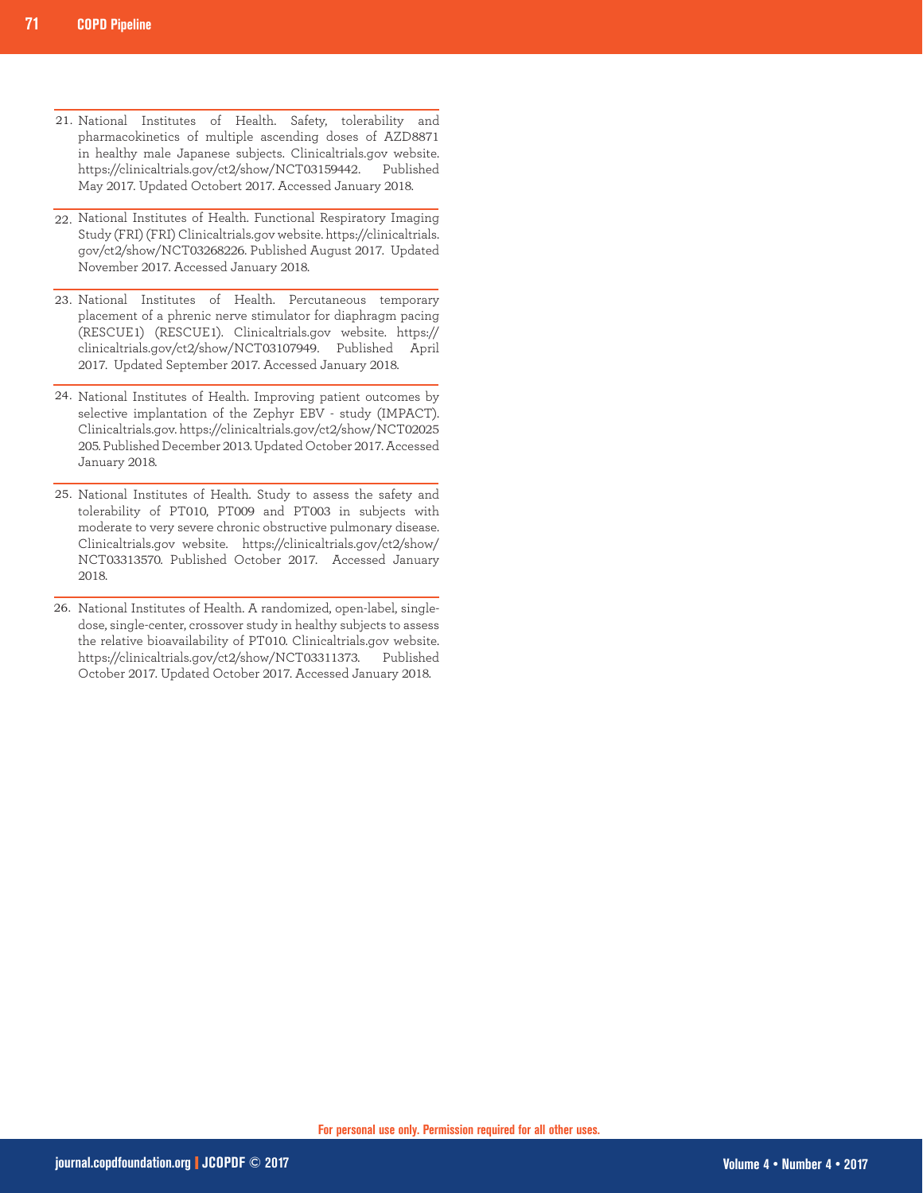21. National Institutes of Health. Safety, tolerability and pharmacokinetics of multiple ascending doses of AZD8871 in healthy male Japanese subjects. Clinicaltrials.gov website. https://clinicaltrials.gov/ct2/show/NCT03159442. Published May 2017. Updated Octobert 2017. Accessed January 2018.

22. National Institutes of Health. Functional Respiratory Imaging Study (FRI) (FRI) Clinicaltrials.gov website. https://clinicaltrials.gov/ct2/show/NCT03268226. Published August 2017. Updated November 2017. Accessed January 2018.

23. National Institutes of Health. Percutaneous temporary placement of a phrenic nerve stimulator for diaphragm pacing (RESCUE1) (RESCUE1). Clinicaltrials.gov website. https://clinicaltrials.gov/ct2/show/NCT03107949. Published April 2017. Updated September 2017. Accessed January 2018.

24. National Institutes of Health. Improving patient outcomes by selective implantation of the Zephyr EBV - study (IMPACT). Clinicaltrials.gov. https://clinicaltrials.gov/ct2/show/NCT02025205. Published December 2013. Updated October 2017. Accessed January 2018.

25. National Institutes of Health. Study to assess the safety and tolerability of PT010, PT009 and PT003 in subjects with moderate to very severe chronic obstructive pulmonary disease. Clinicaltrials.gov website. https://clinicaltrials.gov/ct2/show/NCT03313570. Published October 2017. Accessed January 2018.

26. National Institutes of Health. A randomized, open-label, single-dose, single-center, crossover study in healthy subjects to assess the relative bioavailability of PT010. Clinicaltrials.gov website. https://clinicaltrials.gov/ct2/show/NCT03311373. Published October 2017. Updated October 2017. Accessed January 2018.